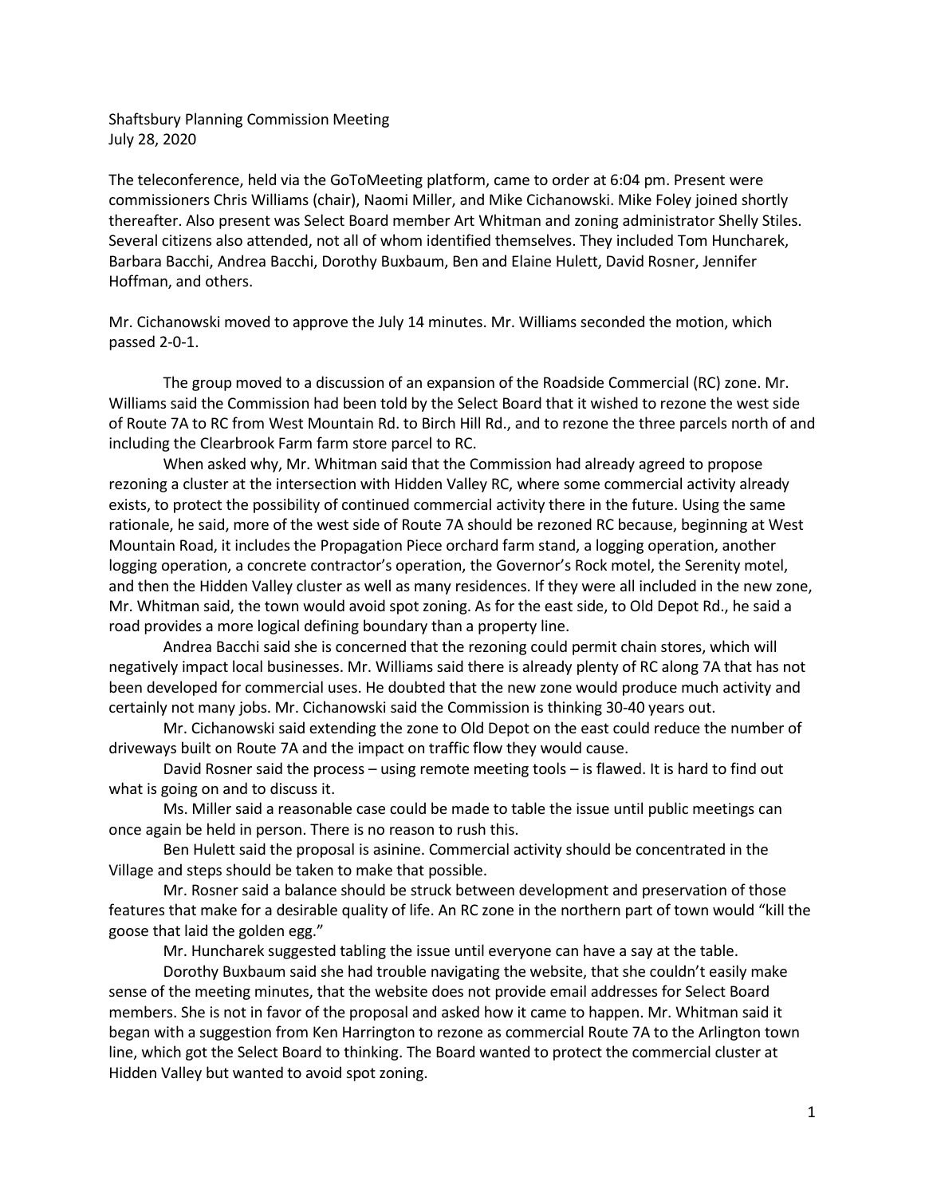Shaftsbury Planning Commission Meeting
July 28, 2020

The teleconference, held via the GoToMeeting platform, came to order at 6:04 pm. Present were commissioners Chris Williams (chair), Naomi Miller, and Mike Cichanowski. Mike Foley joined shortly thereafter. Also present was Select Board member Art Whitman and zoning administrator Shelly Stiles. Several citizens also attended, not all of whom identified themselves. They included Tom Huncharek, Barbara Bacchi, Andrea Bacchi, Dorothy Buxbaum, Ben and Elaine Hulett, David Rosner, Jennifer Hoffman, and others.

Mr. Cichanowski moved to approve the July 14 minutes. Mr. Williams seconded the motion, which passed 2-0-1.

The group moved to a discussion of an expansion of the Roadside Commercial (RC) zone. Mr. Williams said the Commission had been told by the Select Board that it wished to rezone the west side of Route 7A to RC from West Mountain Rd. to Birch Hill Rd., and to rezone the three parcels north of and including the Clearbrook Farm farm store parcel to RC.

When asked why, Mr. Whitman said that the Commission had already agreed to propose rezoning a cluster at the intersection with Hidden Valley RC, where some commercial activity already exists, to protect the possibility of continued commercial activity there in the future. Using the same rationale, he said, more of the west side of Route 7A should be rezoned RC because, beginning at West Mountain Road, it includes the Propagation Piece orchard farm stand, a logging operation, another logging operation, a concrete contractor's operation, the Governor's Rock motel, the Serenity motel, and then the Hidden Valley cluster as well as many residences. If they were all included in the new zone, Mr. Whitman said, the town would avoid spot zoning. As for the east side, to Old Depot Rd., he said a road provides a more logical defining boundary than a property line.

Andrea Bacchi said she is concerned that the rezoning could permit chain stores, which will negatively impact local businesses. Mr. Williams said there is already plenty of RC along 7A that has not been developed for commercial uses. He doubted that the new zone would produce much activity and certainly not many jobs. Mr. Cichanowski said the Commission is thinking 30-40 years out.

Mr. Cichanowski said extending the zone to Old Depot on the east could reduce the number of driveways built on Route 7A and the impact on traffic flow they would cause.

David Rosner said the process – using remote meeting tools – is flawed. It is hard to find out what is going on and to discuss it.

Ms. Miller said a reasonable case could be made to table the issue until public meetings can once again be held in person. There is no reason to rush this.

Ben Hulett said the proposal is asinine. Commercial activity should be concentrated in the Village and steps should be taken to make that possible.

Mr. Rosner said a balance should be struck between development and preservation of those features that make for a desirable quality of life. An RC zone in the northern part of town would "kill the goose that laid the golden egg."

Mr. Huncharek suggested tabling the issue until everyone can have a say at the table.

Dorothy Buxbaum said she had trouble navigating the website, that she couldn't easily make sense of the meeting minutes, that the website does not provide email addresses for Select Board members. She is not in favor of the proposal and asked how it came to happen. Mr. Whitman said it began with a suggestion from Ken Harrington to rezone as commercial Route 7A to the Arlington town line, which got the Select Board to thinking. The Board wanted to protect the commercial cluster at Hidden Valley but wanted to avoid spot zoning.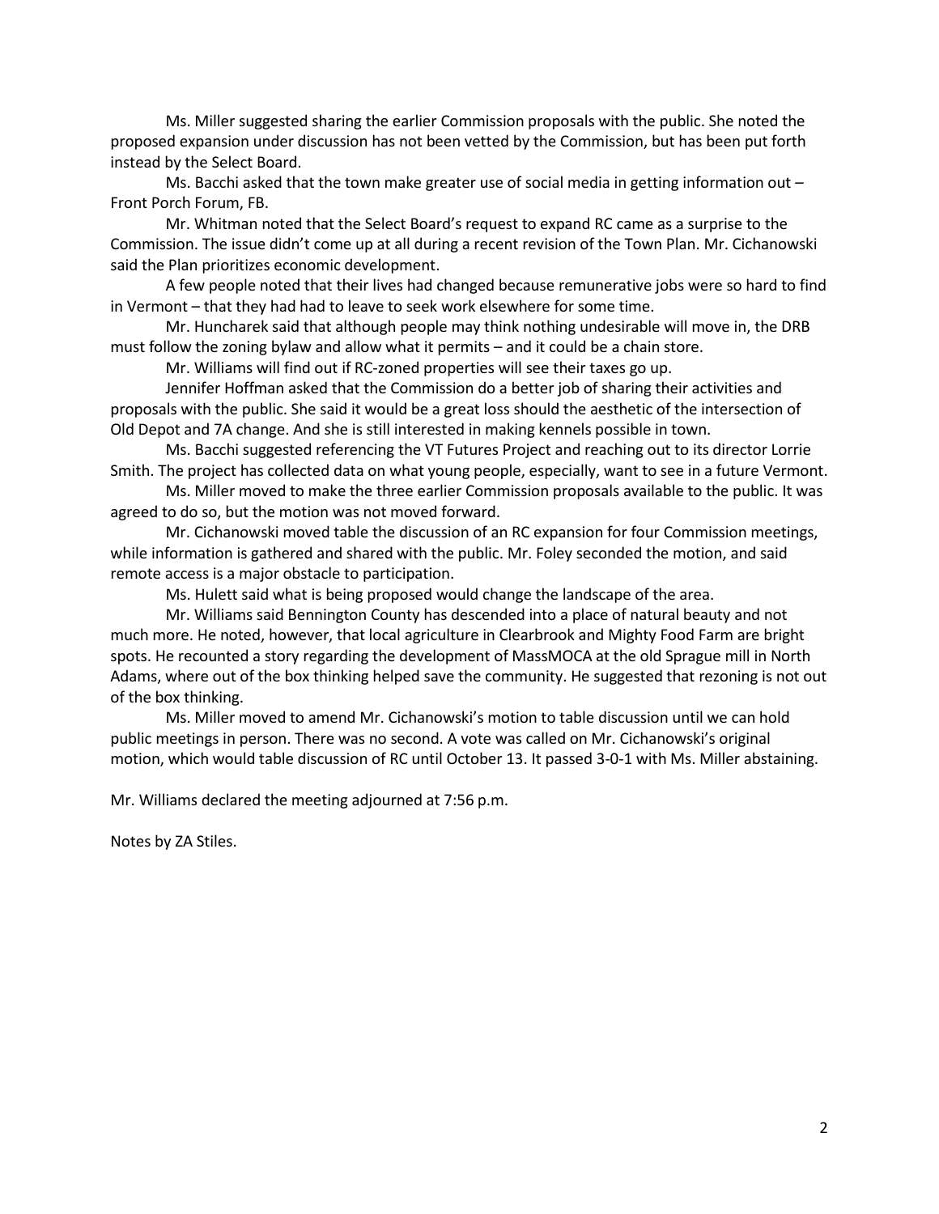Ms. Miller suggested sharing the earlier Commission proposals with the public. She noted the proposed expansion under discussion has not been vetted by the Commission, but has been put forth instead by the Select Board.

Ms. Bacchi asked that the town make greater use of social media in getting information out – Front Porch Forum, FB.

Mr. Whitman noted that the Select Board's request to expand RC came as a surprise to the Commission. The issue didn't come up at all during a recent revision of the Town Plan. Mr. Cichanowski said the Plan prioritizes economic development.

A few people noted that their lives had changed because remunerative jobs were so hard to find in Vermont – that they had had to leave to seek work elsewhere for some time.

Mr. Huncharek said that although people may think nothing undesirable will move in, the DRB must follow the zoning bylaw and allow what it permits – and it could be a chain store.

Mr. Williams will find out if RC-zoned properties will see their taxes go up.

Jennifer Hoffman asked that the Commission do a better job of sharing their activities and proposals with the public. She said it would be a great loss should the aesthetic of the intersection of Old Depot and 7A change. And she is still interested in making kennels possible in town.

Ms. Bacchi suggested referencing the VT Futures Project and reaching out to its director Lorrie Smith. The project has collected data on what young people, especially, want to see in a future Vermont.

Ms. Miller moved to make the three earlier Commission proposals available to the public. It was agreed to do so, but the motion was not moved forward.

Mr. Cichanowski moved table the discussion of an RC expansion for four Commission meetings, while information is gathered and shared with the public. Mr. Foley seconded the motion, and said remote access is a major obstacle to participation.

Ms. Hulett said what is being proposed would change the landscape of the area.

Mr. Williams said Bennington County has descended into a place of natural beauty and not much more. He noted, however, that local agriculture in Clearbrook and Mighty Food Farm are bright spots. He recounted a story regarding the development of MassMOCA at the old Sprague mill in North Adams, where out of the box thinking helped save the community. He suggested that rezoning is not out of the box thinking.

Ms. Miller moved to amend Mr. Cichanowski's motion to table discussion until we can hold public meetings in person. There was no second. A vote was called on Mr. Cichanowski's original motion, which would table discussion of RC until October 13. It passed 3-0-1 with Ms. Miller abstaining.

Mr. Williams declared the meeting adjourned at 7:56 p.m.

Notes by ZA Stiles.